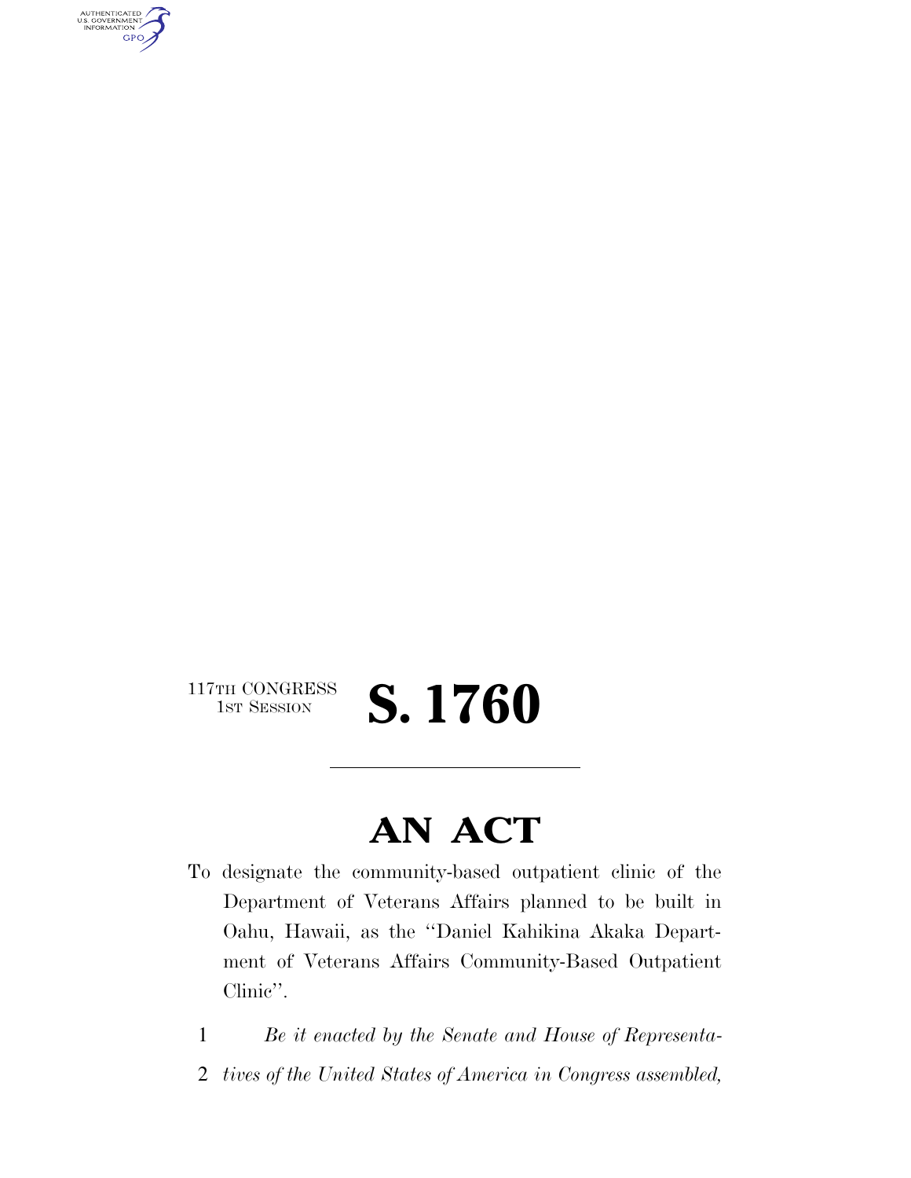117TH CONGRESS
1ST SESSION

# S. 1760

## AN ACT

To designate the community-based outpatient clinic of the Department of Veterans Affairs planned to be built in Oahu, Hawaii, as the ''Daniel Kahikina Akaka Department of Veterans Affairs Community-Based Outpatient Clinic''.

1 *Be it enacted by the Senate and House of Representa-*
2 *tives of the United States of America in Congress assembled,*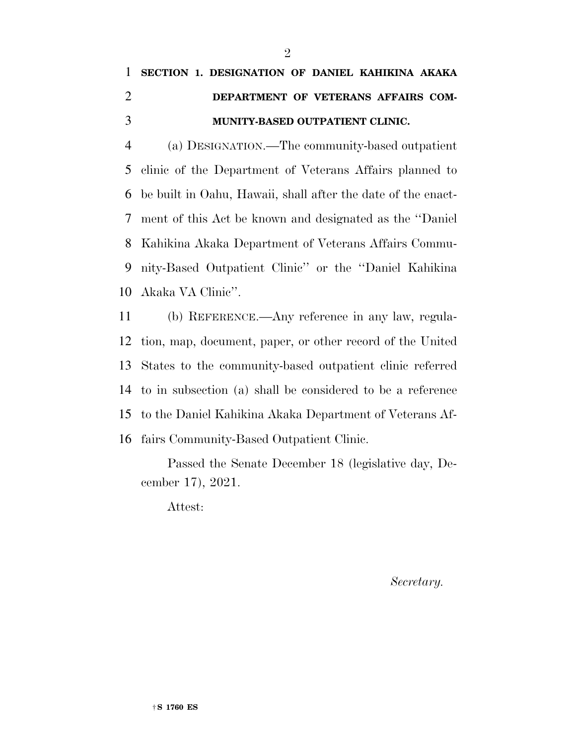## SECTION 1. DESIGNATION OF DANIEL KAHIKINA AKAKA DEPARTMENT OF VETERANS AFFAIRS COMMUNITY-BASED OUTPATIENT CLINIC.

(a) DESIGNATION.—The community-based outpatient clinic of the Department of Veterans Affairs planned to be built in Oahu, Hawaii, shall after the date of the enactment of this Act be known and designated as the ''Daniel Kahikina Akaka Department of Veterans Affairs Community-Based Outpatient Clinic'' or the ''Daniel Kahikina Akaka VA Clinic''.

(b) REFERENCE.—Any reference in any law, regulation, map, document, paper, or other record of the United States to the community-based outpatient clinic referred to in subsection (a) shall be considered to be a reference to the Daniel Kahikina Akaka Department of Veterans Affairs Community-Based Outpatient Clinic.

Passed the Senate December 18 (legislative day, December 17), 2021.

Attest:

*Secretary.*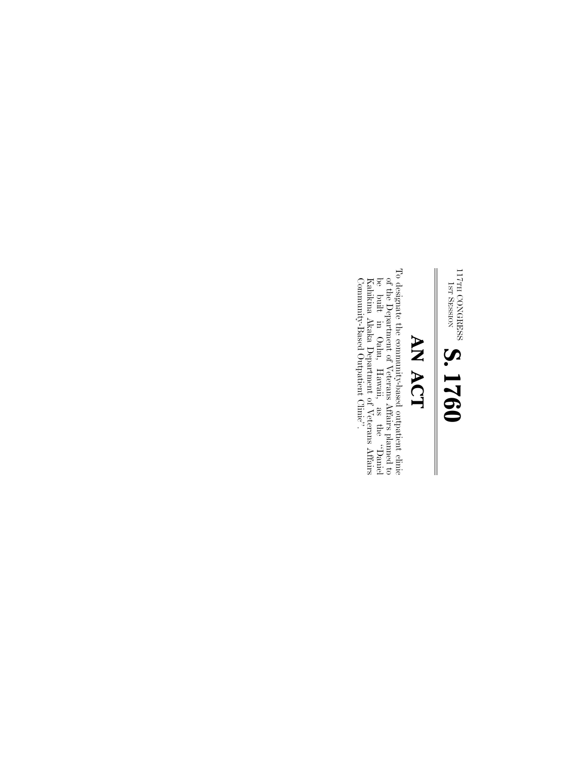117TH CONGRESS
1ST SESSION

# S. 1760

---

# AN ACT

To designate the community-based outpatient clinic of the Department of Veterans Affairs planned to be built in Oahu, Hawaii, as the "Daniel Kahikina Akaka Department of Veterans Affairs Community-Based Outpatient Clinic".